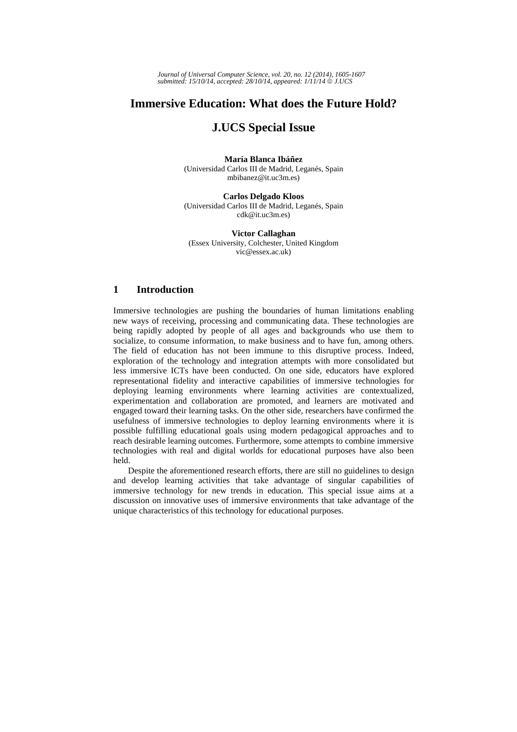# Immersive Education: What does the Future Hold?

# J.UCS Special Issue

**María Blanca Ibáñez**
(Universidad Carlos III de Madrid, Leganés, Spain
mbibanez@it.uc3m.es)

**Carlos Delgado Kloos**
(Universidad Carlos III de Madrid, Leganés, Spain
cdk@it.uc3m.es)

**Victor Callaghan**
(Essex University, Colchester, United Kingdom
vic@essex.ac.uk)

## 1 Introduction

Immersive technologies are pushing the boundaries of human limitations enabling new ways of receiving, processing and communicating data. These technologies are being rapidly adopted by people of all ages and backgrounds who use them to socialize, to consume information, to make business and to have fun, among others. The field of education has not been immune to this disruptive process. Indeed, exploration of the technology and integration attempts with more consolidated but less immersive ICTs have been conducted. On one side, educators have explored representational fidelity and interactive capabilities of immersive technologies for deploying learning environments where learning activities are contextualized, experimentation and collaboration are promoted, and learners are motivated and engaged toward their learning tasks. On the other side, researchers have confirmed the usefulness of immersive technologies to deploy learning environments where it is possible fulfilling educational goals using modern pedagogical approaches and to reach desirable learning outcomes. Furthermore, some attempts to combine immersive technologies with real and digital worlds for educational purposes have also been held.

Despite the aforementioned research efforts, there are still no guidelines to design and develop learning activities that take advantage of singular capabilities of immersive technology for new trends in education. This special issue aims at a discussion on innovative uses of immersive environments that take advantage of the unique characteristics of this technology for educational purposes.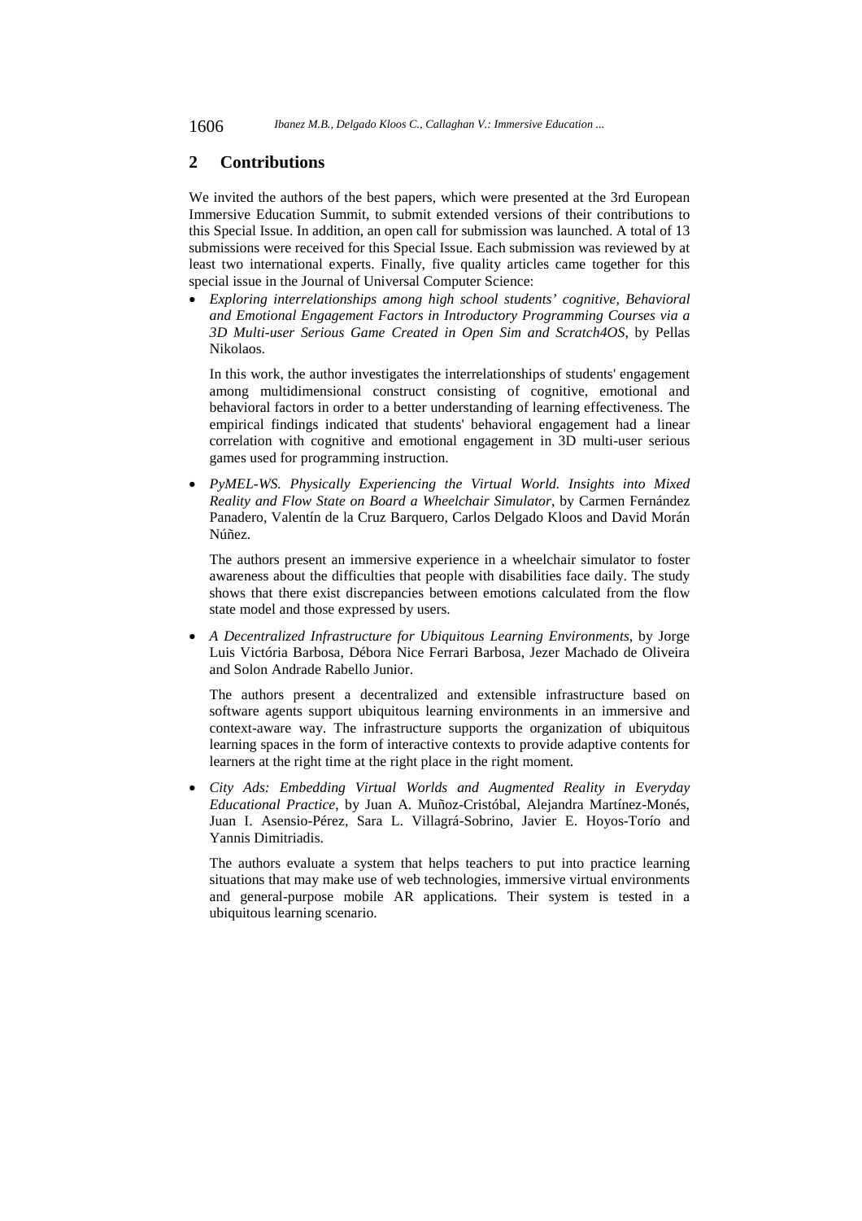## 2 Contributions

We invited the authors of the best papers, which were presented at the 3rd European Immersive Education Summit, to submit extended versions of their contributions to this Special Issue. In addition, an open call for submission was launched. A total of 13 submissions were received for this Special Issue. Each submission was reviewed by at least two international experts. Finally, five quality articles came together for this special issue in the Journal of Universal Computer Science:

- *Exploring interrelationships among high school students' cognitive, Behavioral and Emotional Engagement Factors in Introductory Programming Courses via a 3D Multi-user Serious Game Created in Open Sim and Scratch4OS*, by Pellas Nikolaos.

  In this work, the author investigates the interrelationships of students' engagement among multidimensional construct consisting of cognitive, emotional and behavioral factors in order to a better understanding of learning effectiveness. The empirical findings indicated that students' behavioral engagement had a linear correlation with cognitive and emotional engagement in 3D multi-user serious games used for programming instruction.

- *PyMEL-WS. Physically Experiencing the Virtual World. Insights into Mixed Reality and Flow State on Board a Wheelchair Simulator*, by Carmen Fernández Panadero, Valentín de la Cruz Barquero, Carlos Delgado Kloos and David Morán Núñez.

  The authors present an immersive experience in a wheelchair simulator to foster awareness about the difficulties that people with disabilities face daily. The study shows that there exist discrepancies between emotions calculated from the flow state model and those expressed by users.

- *A Decentralized Infrastructure for Ubiquitous Learning Environments*, by Jorge Luis Victória Barbosa, Débora Nice Ferrari Barbosa, Jezer Machado de Oliveira and Solon Andrade Rabello Junior.

  The authors present a decentralized and extensible infrastructure based on software agents support ubiquitous learning environments in an immersive and context-aware way. The infrastructure supports the organization of ubiquitous learning spaces in the form of interactive contexts to provide adaptive contents for learners at the right time at the right place in the right moment.

- *City Ads: Embedding Virtual Worlds and Augmented Reality in Everyday Educational Practice*, by Juan A. Muñoz-Cristóbal, Alejandra Martínez-Monés, Juan I. Asensio-Pérez, Sara L. Villagrá-Sobrino, Javier E. Hoyos-Torío and Yannis Dimitriadis.

  The authors evaluate a system that helps teachers to put into practice learning situations that may make use of web technologies, immersive virtual environments and general-purpose mobile AR applications. Their system is tested in a ubiquitous learning scenario.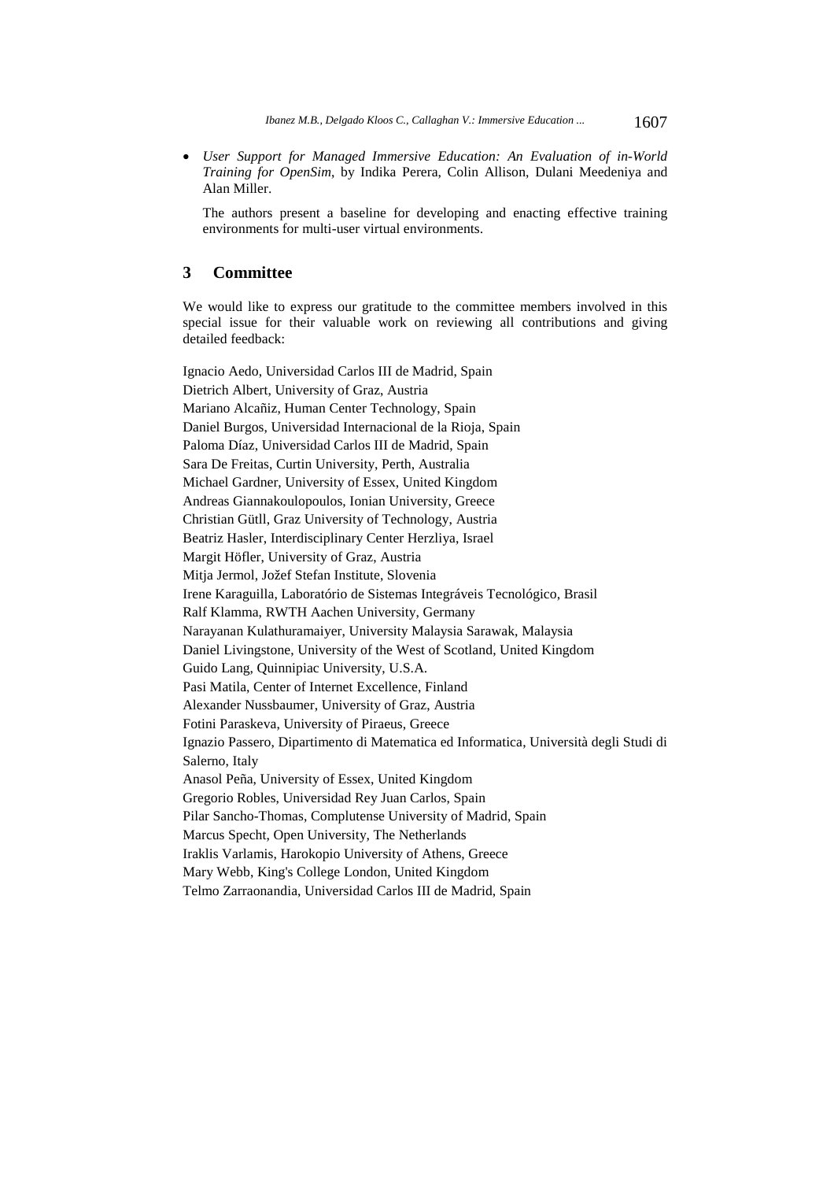- *User Support for Managed Immersive Education: An Evaluation of in-World Training for OpenSim*, by Indika Perera, Colin Allison, Dulani Meedeniya and Alan Miller.

  The authors present a baseline for developing and enacting effective training environments for multi-user virtual environments.

## 3 Committee

We would like to express our gratitude to the committee members involved in this special issue for their valuable work on reviewing all contributions and giving detailed feedback:

Ignacio Aedo, Universidad Carlos III de Madrid, Spain
Dietrich Albert, University of Graz, Austria
Mariano Alcañiz, Human Center Technology, Spain
Daniel Burgos, Universidad Internacional de la Rioja, Spain
Paloma Díaz, Universidad Carlos III de Madrid, Spain
Sara De Freitas, Curtin University, Perth, Australia
Michael Gardner, University of Essex, United Kingdom
Andreas Giannakoulopoulos, Ionian University, Greece
Christian Gütl, Graz University of Technology, Austria
Beatriz Hasler, Interdisciplinary Center Herzliya, Israel
Margit Höfler, University of Graz, Austria
Mitja Jermol, Jožef Stefan Institute, Slovenia
Irene Karaguilla, Laboratório de Sistemas Integráveis Tecnológico, Brasil
Ralf Klamma, RWTH Aachen University, Germany
Narayanan Kulathuramaiyer, University Malaysia Sarawak, Malaysia
Daniel Livingstone, University of the West of Scotland, United Kingdom
Guido Lang, Quinnipiac University, U.S.A.
Pasi Matila, Center of Internet Excellence, Finland
Alexander Nussbaumer, University of Graz, Austria
Fotini Paraskeva, University of Piraeus, Greece
Ignazio Passero, Dipartimento di Matematica ed Informatica, Università degli Studi di Salerno, Italy
Anasol Peña, University of Essex, United Kingdom
Gregorio Robles, Universidad Rey Juan Carlos, Spain
Pilar Sancho-Thomas, Complutense University of Madrid, Spain
Marcus Specht, Open University, The Netherlands
Iraklis Varlamis, Harokopio University of Athens, Greece
Mary Webb, King's College London, United Kingdom
Telmo Zarraonandia, Universidad Carlos III de Madrid, Spain